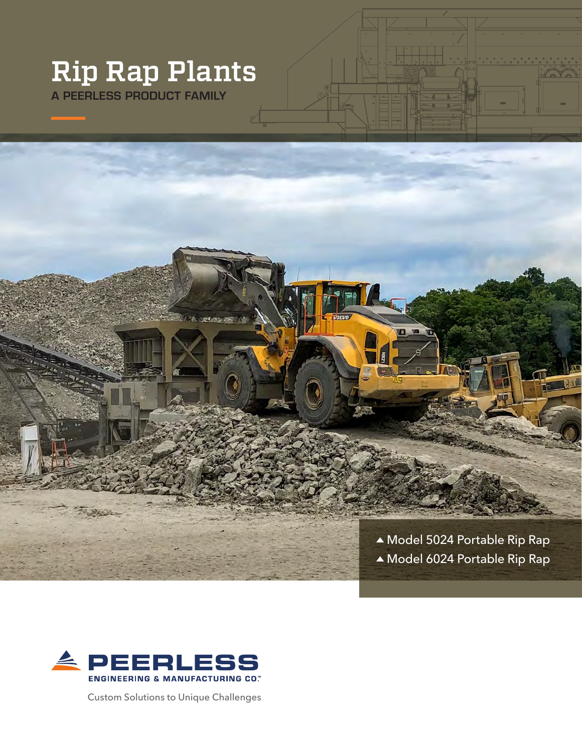# Rip Rap Plants

**A PEERLESS PRODUCT FAMILY**

- ▲ Model 5024 Portable Rip Rap
- ▲ Model 6024 Portable Rip Rap

**PEERLESS**
**ENGINEERING & MANUFACTURING CO.™**

Custom Solutions to Unique Challenges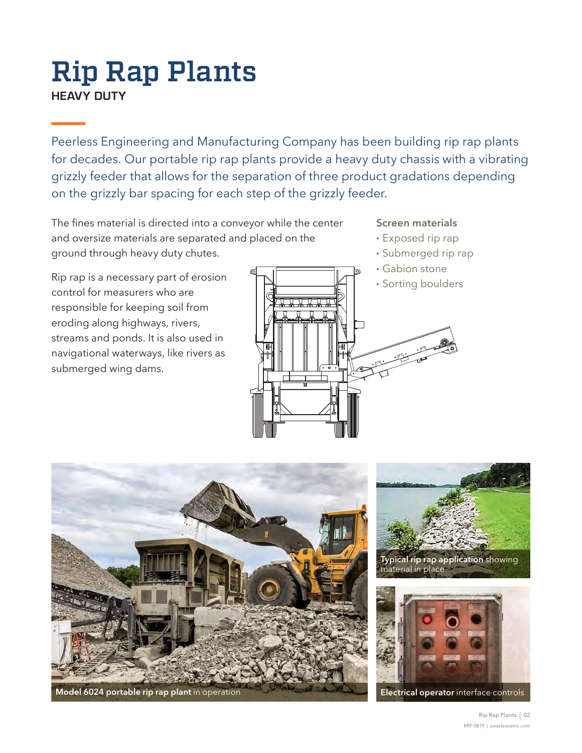# Rip Rap Plants

**HEAVY DUTY**

Peerless Engineering and Manufacturing Company has been building rip rap plants for decades. Our portable rip rap plants provide a heavy duty chassis with a vibrating grizzly feeder that allows for the separation of three product gradations depending on the grizzly bar spacing for each step of the grizzly feeder.

The fines material is directed into a conveyor while the center and oversize materials are separated and placed on the ground through heavy duty chutes.

Rip rap is a necessary part of erosion control for measurers who are responsible for keeping soil from eroding along highways, rivers, streams and ponds. It is also used in navigational waterways, like rivers as submerged wing dams.

**Screen materials**

- Exposed rip rap
- Submerged rip rap
- Gabion stone
- Sorting boulders

**Model 6024 portable rip rap plant** in operation

**Typical rip rap application** showing material in place

**Electrical operator** interface controls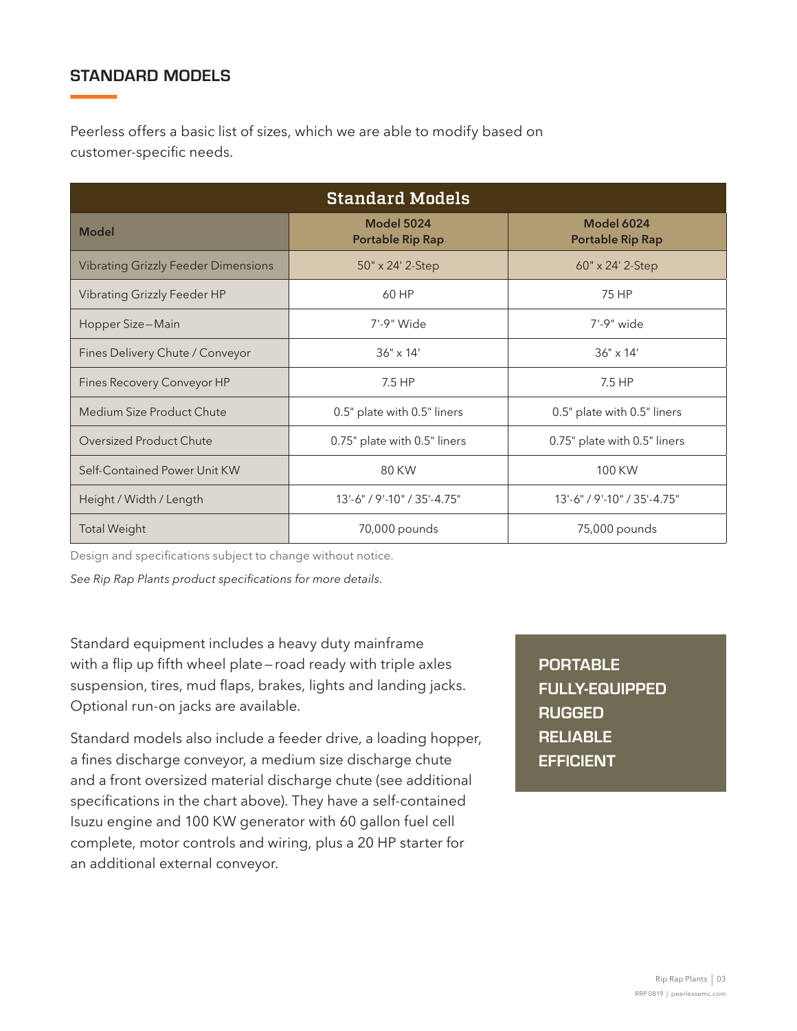## STANDARD MODELS

Peerless offers a basic list of sizes, which we are able to modify based on customer-specific needs.

| Standard Models | | |
|---|---|---|
| **Model** | **Model 5024 Portable Rip Rap** | **Model 6024 Portable Rip Rap** |
| Vibrating Grizzly Feeder Dimensions | 50" x 24' 2-Step | 60" x 24' 2-Step |
| Vibrating Grizzly Feeder HP | 60 HP | 75 HP |
| Hopper Size – Main | 7'-9" Wide | 7'-9" wide |
| Fines Delivery Chute / Conveyor | 36" x 14' | 36" x 14' |
| Fines Recovery Conveyor HP | 7.5 HP | 7.5 HP |
| Medium Size Product Chute | 0.5" plate with 0.5" liners | 0.5" plate with 0.5" liners |
| Oversized Product Chute | 0.75" plate with 0.5" liners | 0.75" plate with 0.5" liners |
| Self-Contained Power Unit KW | 80 KW | 100 KW |
| Height / Width / Length | 13'-6" / 9'-10" / 35'-4.75" | 13'-6" / 9'-10" / 35'-4.75" |
| Total Weight | 70,000 pounds | 75,000 pounds |

Design and specifications subject to change without notice.

*See Rip Rap Plants product specifications for more details.*

Standard equipment includes a heavy duty mainframe with a flip up fifth wheel plate – road ready with triple axles suspension, tires, mud flaps, brakes, lights and landing jacks. Optional run-on jacks are available.

Standard models also include a feeder drive, a loading hopper, a fines discharge conveyor, a medium size discharge chute and a front oversized material discharge chute (see additional specifications in the chart above). They have a self-contained Isuzu engine and 100 KW generator with 60 gallon fuel cell complete, motor controls and wiring, plus a 20 HP starter for an additional external conveyor.

**PORTABLE**
**FULLY-EQUIPPED**
**RUGGED**
**RELIABLE**
**EFFICIENT**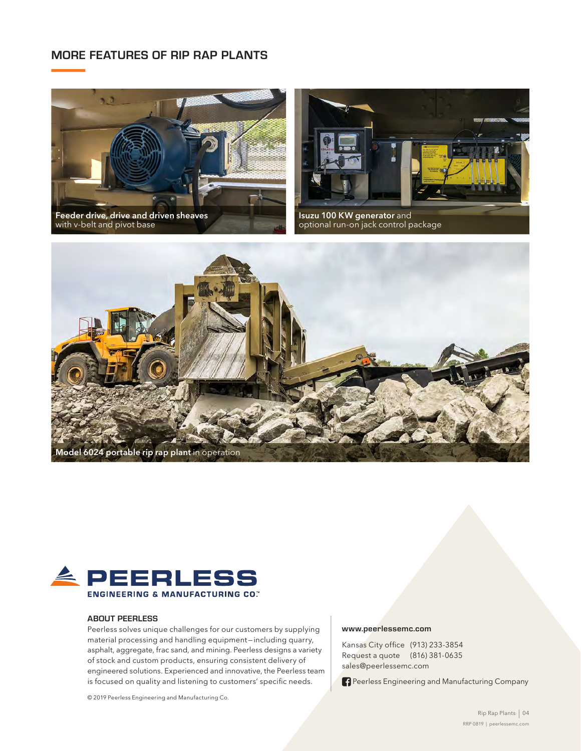## MORE FEATURES OF RIP RAP PLANTS

**Feeder drive, drive and driven sheaves** with v-belt and pivot base

**Isuzu 100 KW generator** and optional run-on jack control package

**Model 6024 portable rip rap plant** in operation

PEERLESS
ENGINEERING & MANUFACTURING CO.™

### ABOUT PEERLESS

Peerless solves unique challenges for our customers by supplying material processing and handling equipment—including quarry, asphalt, aggregate, frac sand, and mining. Peerless designs a variety of stock and custom products, ensuring consistent delivery of engineered solutions. Experienced and innovative, the Peerless team is focused on quality and listening to customers' specific needs.

© 2019 Peerless Engineering and Manufacturing Co.

**www.peerlessemc.com**

Kansas City office (913) 233-3854
Request a quote (816) 381-0635
sales@peerlessemc.com

Peerless Engineering and Manufacturing Company

RRP 0819 | peerlessemc.com